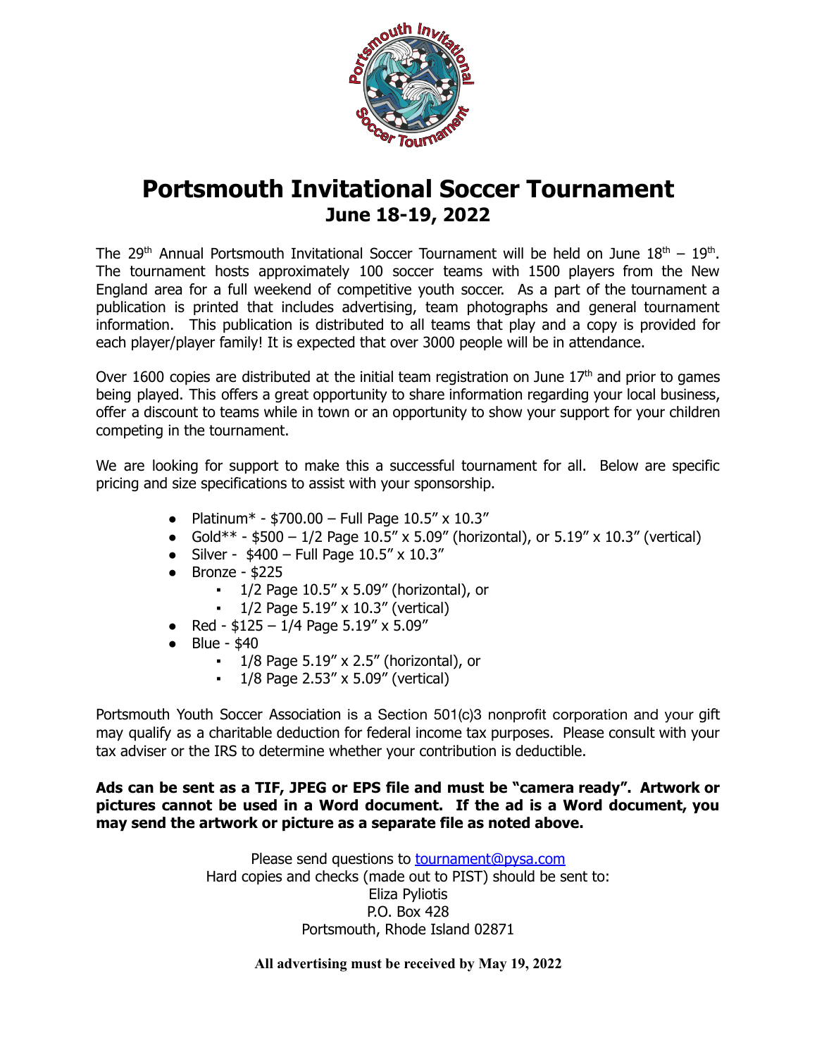# Portsmouth Invitational Soccer Tournament

## June 18-19, 2022

The 29th Annual Portsmouth Invitational Soccer Tournament will be held on June 18th – 19th. The tournament hosts approximately 100 soccer teams with 1500 players from the New England area for a full weekend of competitive youth soccer. As a part of the tournament a publication is printed that includes advertising, team photographs and general tournament information. This publication is distributed to all teams that play and a copy is provided for each player/player family! It is expected that over 3000 people will be in attendance.

Over 1600 copies are distributed at the initial team registration on June 17th and prior to games being played. This offers a great opportunity to share information regarding your local business, offer a discount to teams while in town or an opportunity to show your support for your children competing in the tournament.

We are looking for support to make this a successful tournament for all. Below are specific pricing and size specifications to assist with your sponsorship.

- Platinum* - $700.00 – Full Page 10.5" x 10.3"
- Gold** - $500 – 1/2 Page 10.5" x 5.09" (horizontal), or 5.19" x 10.3" (vertical)
- Silver - $400 – Full Page 10.5" x 10.3"
- Bronze - $225
  - 1/2 Page 10.5" x 5.09" (horizontal), or
  - 1/2 Page 5.19" x 10.3" (vertical)
- Red - $125 – 1/4 Page 5.19" x 5.09"
- Blue - $40
  - 1/8 Page 5.19" x 2.5" (horizontal), or
  - 1/8 Page 2.53" x 5.09" (vertical)

Portsmouth Youth Soccer Association is a Section 501(c)3 nonprofit corporation and your gift may qualify as a charitable deduction for federal income tax purposes. Please consult with your tax adviser or the IRS to determine whether your contribution is deductible.

**Ads can be sent as a TIF, JPEG or EPS file and must be "camera ready". Artwork or pictures cannot be used in a Word document. If the ad is a Word document, you may send the artwork or picture as a separate file as noted above.**

Please send questions to tournament@pysa.com
Hard copies and checks (made out to PIST) should be sent to:
Eliza Pyliotis
P.O. Box 428
Portsmouth, Rhode Island 02871

**All advertising must be received by May 19, 2022**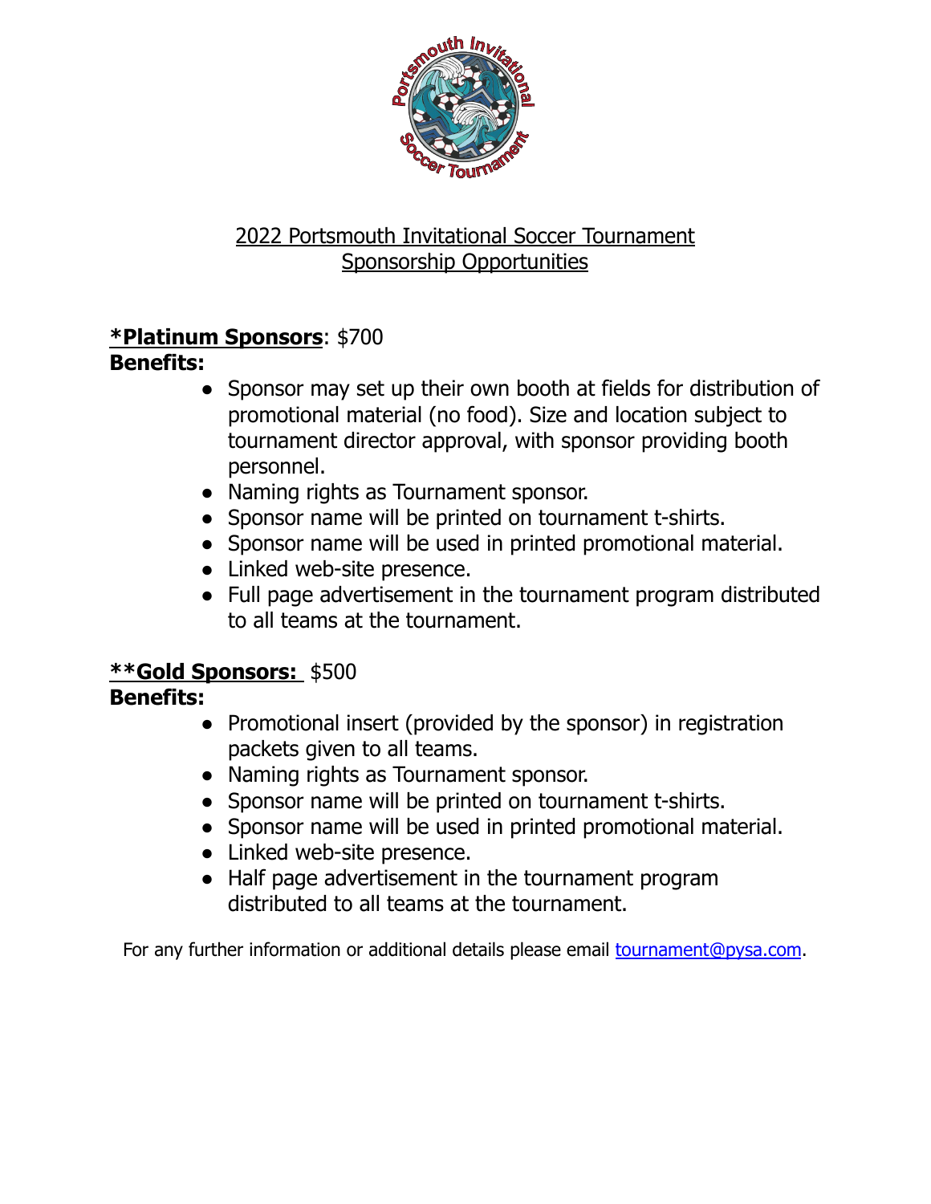## 2022 Portsmouth Invitational Soccer Tournament
## Sponsorship Opportunities

**\*Platinum Sponsors**: $700

**Benefits:**

- Sponsor may set up their own booth at fields for distribution of promotional material (no food). Size and location subject to tournament director approval, with sponsor providing booth personnel.
- Naming rights as Tournament sponsor.
- Sponsor name will be printed on tournament t-shirts.
- Sponsor name will be used in printed promotional material.
- Linked web-site presence.
- Full page advertisement in the tournament program distributed to all teams at the tournament.

**\*\*Gold Sponsors:** $500

**Benefits:**

- Promotional insert (provided by the sponsor) in registration packets given to all teams.
- Naming rights as Tournament sponsor.
- Sponsor name will be printed on tournament t-shirts.
- Sponsor name will be used in printed promotional material.
- Linked web-site presence.
- Half page advertisement in the tournament program distributed to all teams at the tournament.

For any further information or additional details please email tournament@pysa.com.